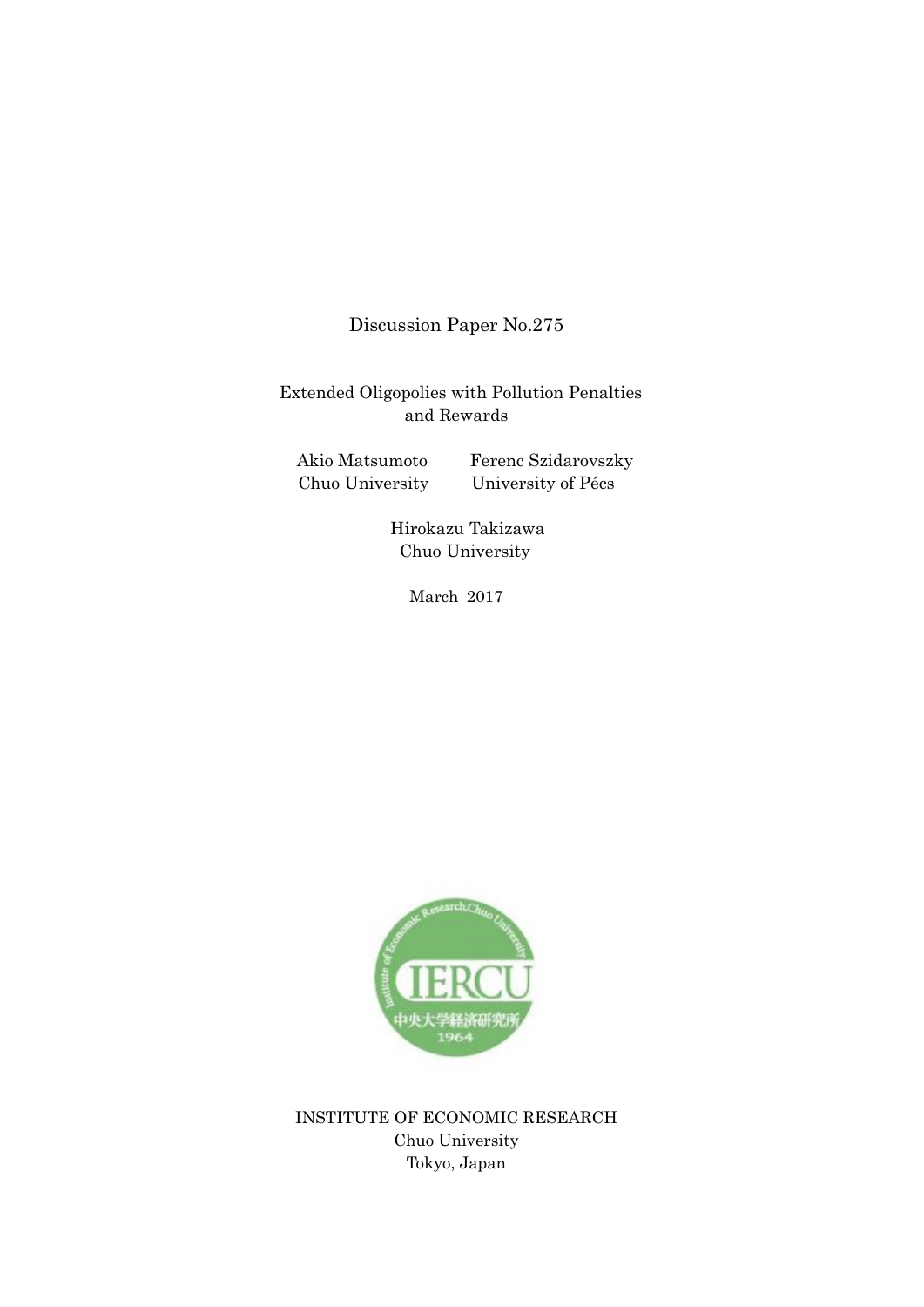Discussion Paper No.275

# Extended Oligopolies with Pollution Penalties and Rewards

Akio Matsumoto
Chuo University

Ferenc Szidarovszky
University of Pécs

Hirokazu Takizawa
Chuo University

March 2017

INSTITUTE OF ECONOMIC RESEARCH
Chuo University
Tokyo, Japan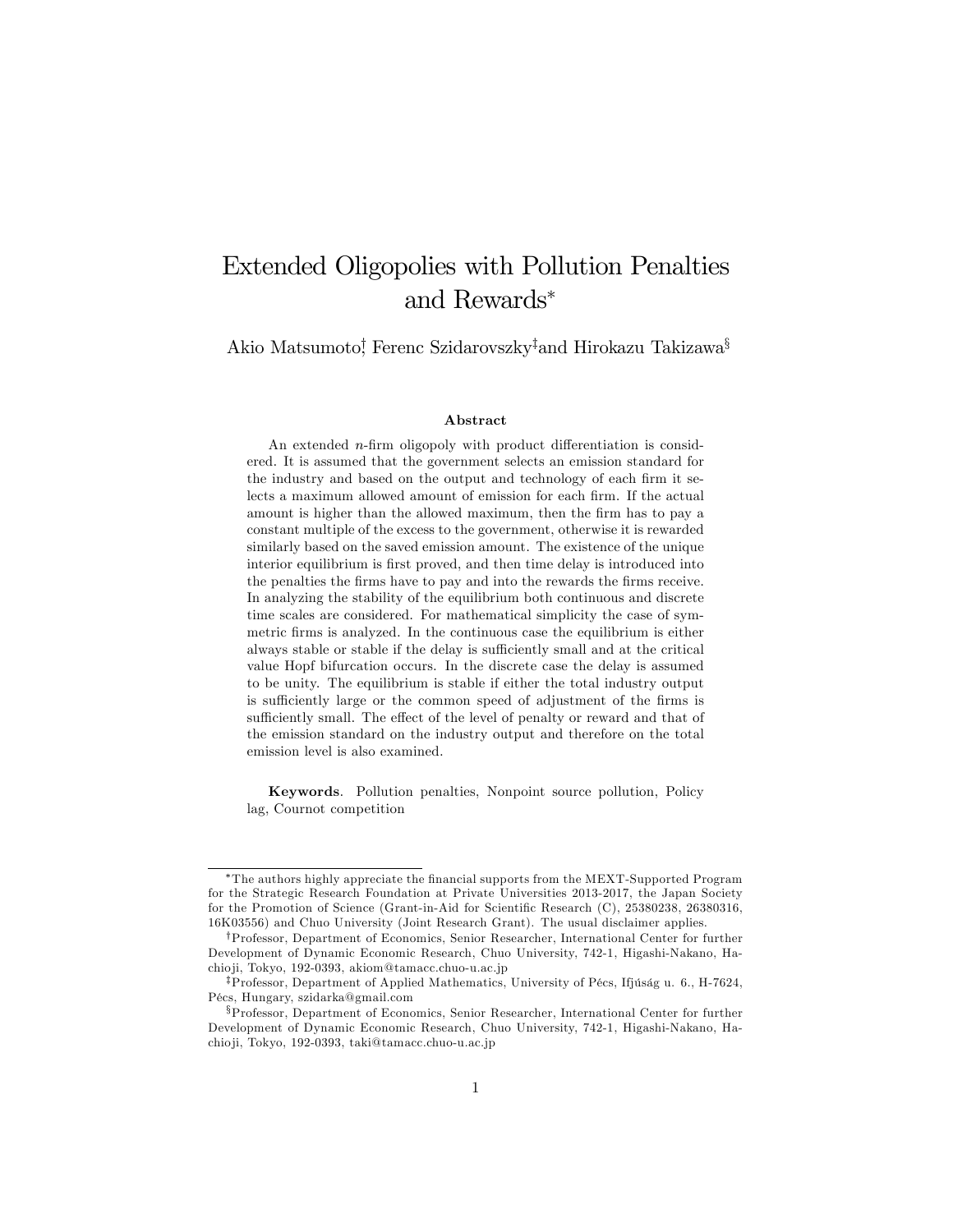# Extended Oligopolies with Pollution Penalties and Rewards*

Akio Matsumoto[†], Ferenc Szidarovszky[‡] and Hirokazu Takizawa[§]

### Abstract

An extended $n$-firm oligopoly with product differentiation is considered. It is assumed that the government selects an emission standard for the industry and based on the output and technology of each firm it selects a maximum allowed amount of emission for each firm. If the actual amount is higher than the allowed maximum, then the firm has to pay a constant multiple of the excess to the government, otherwise it is rewarded similarly based on the saved emission amount. The existence of the unique interior equilibrium is first proved, and then time delay is introduced into the penalties the firms have to pay and into the rewards the firms receive. In analyzing the stability of the equilibrium both continuous and discrete time scales are considered. For mathematical simplicity the case of symmetric firms is analyzed. In the continuous case the equilibrium is either always stable or stable if the delay is sufficiently small and at the critical value Hopf bifurcation occurs. In the discrete case the delay is assumed to be unity. The equilibrium is stable if either the total industry output is sufficiently large or the common speed of adjustment of the firms is sufficiently small. The effect of the level of penalty or reward and that of the emission standard on the industry output and therefore on the total emission level is also examined.

**Keywords**. Pollution penalties, Nonpoint source pollution, Policy lag, Cournot competition

---

*The authors highly appreciate the financial supports from the MEXT-Supported Program for the Strategic Research Foundation at Private Universities 2013-2017, the Japan Society for the Promotion of Science (Grant-in-Aid for Scientific Research (C), 25380238, 26380316, 16K03556) and Chuo University (Joint Research Grant). The usual disclaimer applies.

[†]Professor, Department of Economics, Senior Researcher, International Center for further Development of Dynamic Economic Research, Chuo University, 742-1, Higashi-Nakano, Hachioji, Tokyo, 192-0393, akiom@tamacc.chuo-u.ac.jp

[‡]Professor, Department of Applied Mathematics, University of Pécs, Ifjúság u. 6., H-7624, Pécs, Hungary, szidarka@gmail.com

[§]Professor, Department of Economics, Senior Researcher, International Center for further Development of Dynamic Economic Research, Chuo University, 742-1, Higashi-Nakano, Hachioji, Tokyo, 192-0393, taki@tamacc.chuo-u.ac.jp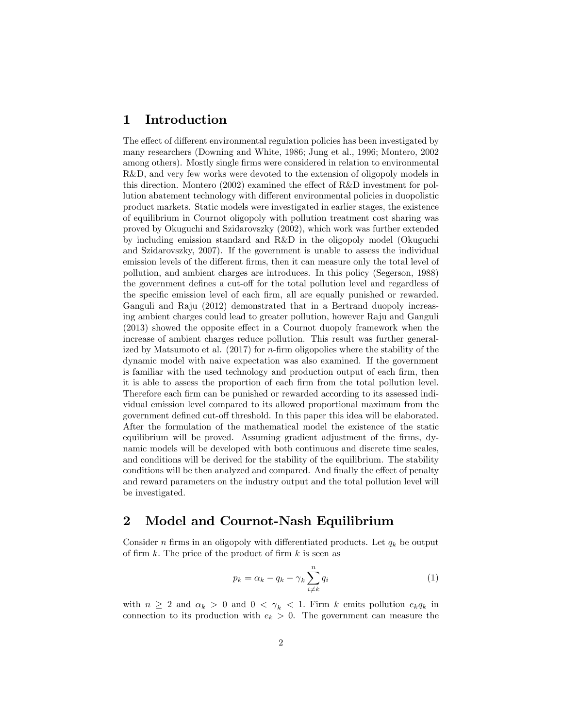## 1 Introduction

The effect of different environmental regulation policies has been investigated by many researchers (Downing and White, 1986; Jung et al., 1996; Montero, 2002 among others). Mostly single firms were considered in relation to environmental R&D, and very few works were devoted to the extension of oligopoly models in this direction. Montero (2002) examined the effect of R&D investment for pollution abatement technology with different environmental policies in duopolistic product markets. Static models were investigated in earlier stages, the existence of equilibrium in Cournot oligopoly with pollution treatment cost sharing was proved by Okuguchi and Szidarovszky (2002), which work was further extended by including emission standard and R&D in the oligopoly model (Okuguchi and Szidarovszky, 2007). If the government is unable to assess the individual emission levels of the different firms, then it can measure only the total level of pollution, and ambient charges are introduces. In this policy (Segerson, 1988) the government defines a cut-off for the total pollution level and regardless of the specific emission level of each firm, all are equally punished or rewarded. Ganguli and Raju (2012) demonstrated that in a Bertrand duopoly increasing ambient charges could lead to greater pollution, however Raju and Ganguli (2013) showed the opposite effect in a Cournot duopoly framework when the increase of ambient charges reduce pollution. This result was further generalized by Matsumoto et al. (2017) for $n$-firm oligopolies where the stability of the dynamic model with naive expectation was also examined. If the government is familiar with the used technology and production output of each firm, then it is able to assess the proportion of each firm from the total pollution level. Therefore each firm can be punished or rewarded according to its assessed individual emission level compared to its allowed proportional maximum from the government defined cut-off threshold. In this paper this idea will be elaborated. After the formulation of the mathematical model the existence of the static equilibrium will be proved. Assuming gradient adjustment of the firms, dynamic models will be developed with both continuous and discrete time scales, and conditions will be derived for the stability of the equilibrium. The stability conditions will be then analyzed and compared. And finally the effect of penalty and reward parameters on the industry output and the total pollution level will be investigated.

## 2 Model and Cournot-Nash Equilibrium

Consider $n$ firms in an oligopoly with differentiated products. Let $q_k$ be output of firm $k$. The price of the product of firm $k$ is seen as

$$p_k = \alpha_k - q_k - \gamma_k \sum_{i \neq k}^{n} q_i \tag{1}$$

with $n \geq 2$ and $\alpha_k > 0$ and $0 < \gamma_k < 1$. Firm $k$ emits pollution $e_k q_k$ in connection to its production with $e_k > 0$. The government can measure the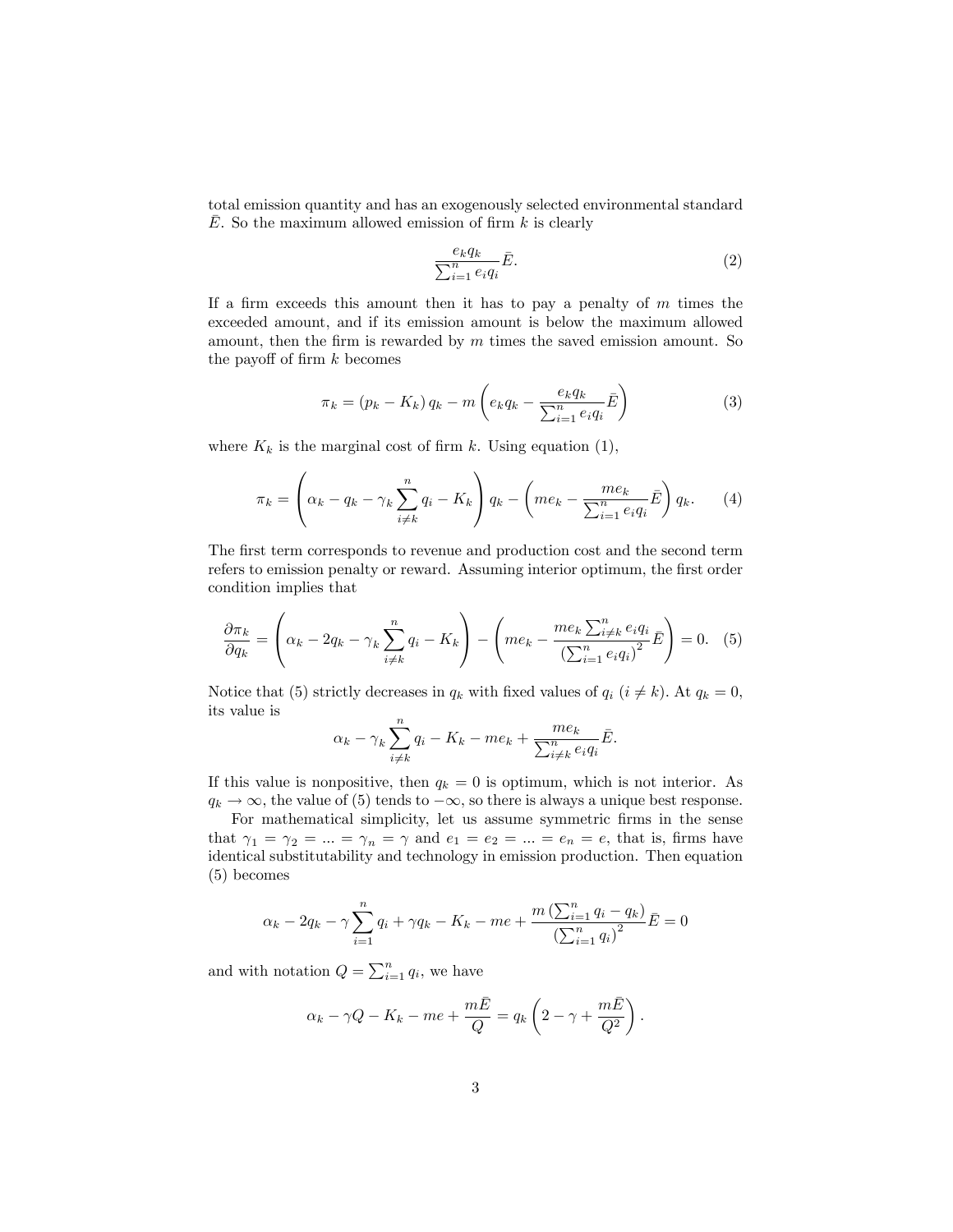total emission quantity and has an exogenously selected environmental standard $\bar{E}$. So the maximum allowed emission of firm $k$ is clearly

$$\frac{e_k q_k}{\sum_{i=1}^n e_i q_i} \bar{E}. \tag{2}$$

If a firm exceeds this amount then it has to pay a penalty of $m$ times the exceeded amount, and if its emission amount is below the maximum allowed amount, then the firm is rewarded by $m$ times the saved emission amount. So the payoff of firm $k$ becomes

$$\pi_k = (p_k - K_k) q_k - m \left( e_k q_k - \frac{e_k q_k}{\sum_{i=1}^n e_i q_i} \bar{E} \right) \tag{3}$$

where $K_k$ is the marginal cost of firm $k$. Using equation (1),

$$\pi_k = \left( \alpha_k - q_k - \gamma_k \sum_{i \neq k}^n q_i - K_k \right) q_k - \left( m e_k - \frac{m e_k}{\sum_{i=1}^n e_i q_i} \bar{E} \right) q_k. \tag{4}$$

The first term corresponds to revenue and production cost and the second term refers to emission penalty or reward. Assuming interior optimum, the first order condition implies that

$$\frac{\partial \pi_k}{\partial q_k} = \left( \alpha_k - 2q_k - \gamma_k \sum_{i \neq k}^n q_i - K_k \right) - \left( m e_k - \frac{m e_k \sum_{i \neq k}^n e_i q_i}{\left( \sum_{i=1}^n e_i q_i \right)^2} \bar{E} \right) = 0. \tag{5}$$

Notice that (5) strictly decreases in $q_k$ with fixed values of $q_i$ $(i \neq k)$. At $q_k = 0$, its value is

$$\alpha_k - \gamma_k \sum_{i \neq k}^n q_i - K_k - m e_k + \frac{m e_k}{\sum_{i \neq k}^n e_i q_i} \bar{E}.$$

If this value is nonpositive, then $q_k = 0$ is optimum, which is not interior. As $q_k \to \infty$, the value of (5) tends to $-\infty$, so there is always a unique best response.

For mathematical simplicity, let us assume symmetric firms in the sense that $\gamma_1 = \gamma_2 = ... = \gamma_n = \gamma$ and $e_1 = e_2 = ... = e_n = e$, that is, firms have identical substitutability and technology in emission production. Then equation (5) becomes

$$\alpha_k - 2q_k - \gamma \sum_{i=1}^n q_i + \gamma q_k - K_k - me + \frac{m \left( \sum_{i=1}^n q_i - q_k \right)}{\left( \sum_{i=1}^n q_i \right)^2} \bar{E} = 0$$

and with notation $Q = \sum_{i=1}^n q_i$, we have

$$\alpha_k - \gamma Q - K_k - me + \frac{m\bar{E}}{Q} = q_k \left( 2 - \gamma + \frac{m\bar{E}}{Q^2} \right).$$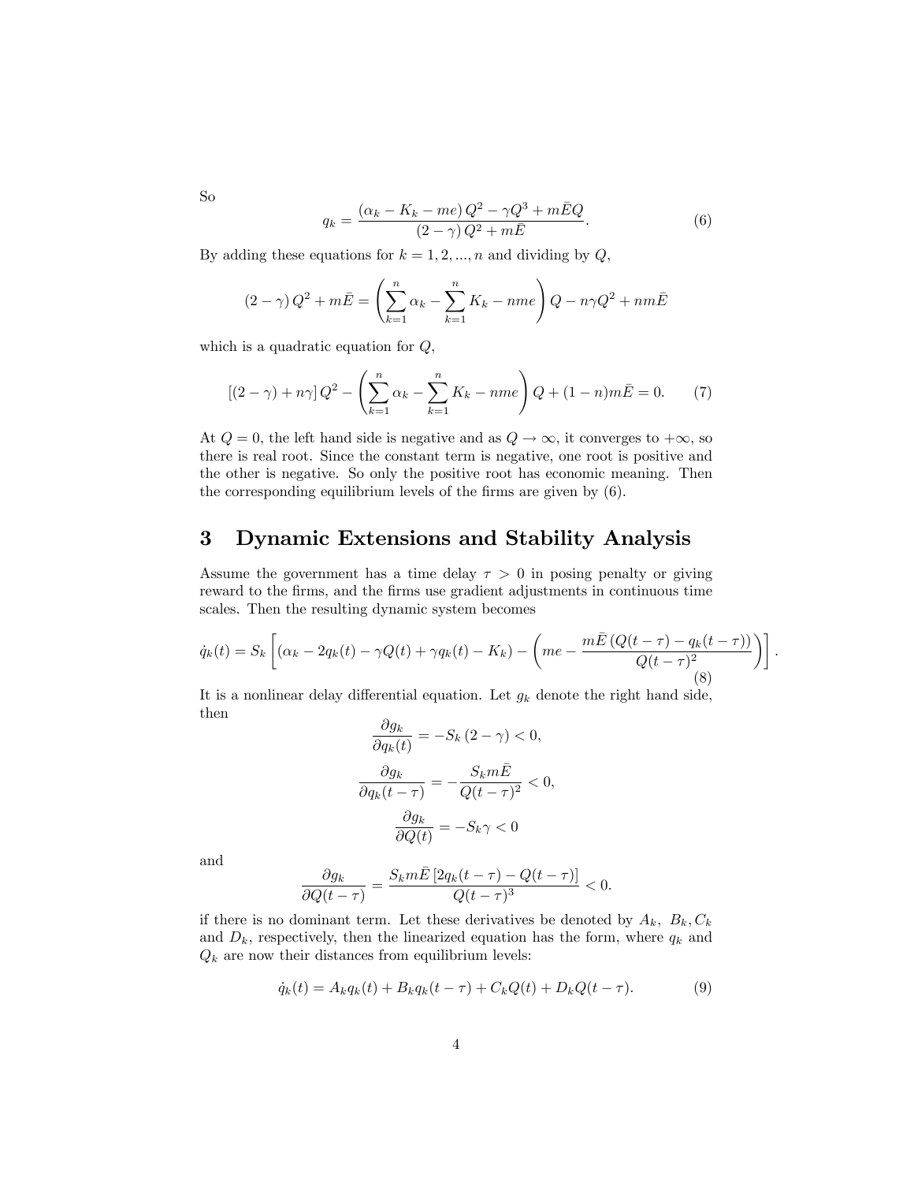So

$$q_k = \frac{(\alpha_k - K_k - me)\,Q^2 - \gamma Q^3 + m\bar{E}Q}{(2-\gamma)\,Q^2 + m\bar{E}}. \tag{6}$$

By adding these equations for $k = 1, 2, ..., n$ and dividing by $Q$,

$$(2-\gamma)\,Q^2 + m\bar{E} = \left(\sum_{k=1}^{n} \alpha_k - \sum_{k=1}^{n} K_k - nme\right) Q - n\gamma Q^2 + nm\bar{E}$$

which is a quadratic equation for $Q$,

$$[(2-\gamma) + n\gamma]\,Q^2 - \left(\sum_{k=1}^{n} \alpha_k - \sum_{k=1}^{n} K_k - nme\right) Q + (1-n)m\bar{E} = 0. \tag{7}$$

At $Q = 0$, the left hand side is negative and as $Q \to \infty$, it converges to $+\infty$, so there is real root. Since the constant term is negative, one root is positive and the other is negative. So only the positive root has economic meaning. Then the corresponding equilibrium levels of the firms are given by (6).

# 3 Dynamic Extensions and Stability Analysis

Assume the government has a time delay $\tau > 0$ in posing penalty or giving reward to the firms, and the firms use gradient adjustments in continuous time scales. Then the resulting dynamic system becomes

$$\dot{q}_k(t) = S_k \left[ (\alpha_k - 2q_k(t) - \gamma Q(t) + \gamma q_k(t) - K_k) - \left( me - \frac{m\bar{E}\,(Q(t-\tau) - q_k(t-\tau))}{Q(t-\tau)^2} \right) \right]. \tag{8}$$

It is a nonlinear delay differential equation. Let $g_k$ denote the right hand side, then

$$\frac{\partial g_k}{\partial q_k(t)} = -S_k\,(2-\gamma) < 0,$$

$$\frac{\partial g_k}{\partial q_k(t-\tau)} = -\frac{S_k m\bar{E}}{Q(t-\tau)^2} < 0,$$

$$\frac{\partial g_k}{\partial Q(t)} = -S_k \gamma < 0$$

and

$$\frac{\partial g_k}{\partial Q(t-\tau)} = \frac{S_k m\bar{E}\,[2q_k(t-\tau) - Q(t-\tau)]}{Q(t-\tau)^3} < 0.$$

if there is no dominant term. Let these derivatives be denoted by $A_k$, $B_k, C_k$ and $D_k$, respectively, then the linearized equation has the form, where $q_k$ and $Q_k$ are now their distances from equilibrium levels:

$$\dot{q}_k(t) = A_k q_k(t) + B_k q_k(t-\tau) + C_k Q(t) + D_k Q(t-\tau). \tag{9}$$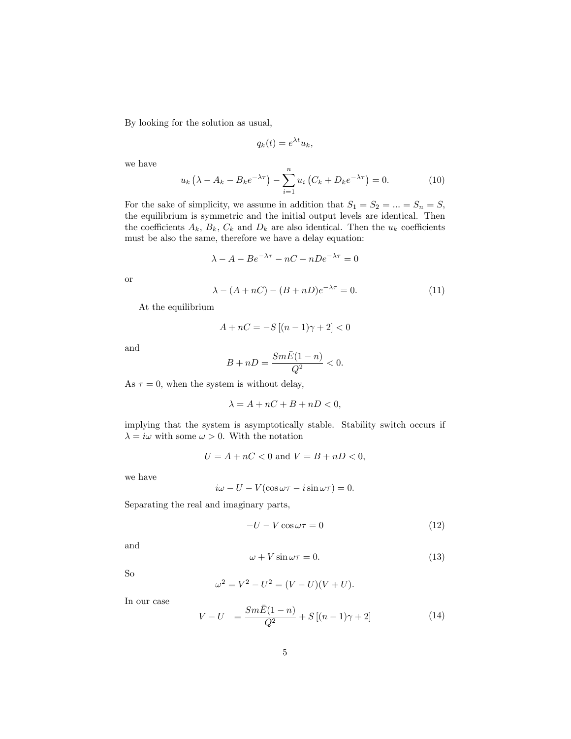By looking for the solution as usual,

$$q_k(t) = e^{\lambda t} u_k,$$

we have

$$u_k \left( \lambda - A_k - B_k e^{-\lambda\tau} \right) - \sum_{i=1}^{n} u_i \left( C_k + D_k e^{-\lambda\tau} \right) = 0. \tag{10}$$

For the sake of simplicity, we assume in addition that $S_1 = S_2 = ... = S_n = S$, the equilibrium is symmetric and the initial output levels are identical. Then the coefficients $A_k$, $B_k$, $C_k$ and $D_k$ are also identical. Then the $u_k$ coefficients must be also the same, therefore we have a delay equation:

$$\lambda - A - Be^{-\lambda\tau} - nC - nDe^{-\lambda\tau} = 0$$

or

$$\lambda - (A + nC) - (B + nD)e^{-\lambda\tau} = 0. \tag{11}$$

At the equilibrium

$$A + nC = -S\left[(n-1)\gamma + 2\right] < 0$$

and

$$B + nD = \frac{Sm\bar{E}(1-n)}{Q^2} < 0.$$

As $\tau = 0$, when the system is without delay,

$$\lambda = A + nC + B + nD < 0,$$

implying that the system is asymptotically stable. Stability switch occurs if $\lambda = i\omega$ with some $\omega > 0$. With the notation

$$U = A + nC < 0 \text{ and } V = B + nD < 0,$$

we have

$$i\omega - U - V(\cos\omega\tau - i\sin\omega\tau) = 0.$$

Separating the real and imaginary parts,

$$-U - V\cos\omega\tau = 0 \tag{12}$$

and

$$\omega + V\sin\omega\tau = 0. \tag{13}$$

So

$$\omega^2 = V^2 - U^2 = (V - U)(V + U).$$

In our case

$$V - U \quad = \frac{Sm\bar{E}(1-n)}{Q^2} + S\left[(n-1)\gamma + 2\right] \tag{14}$$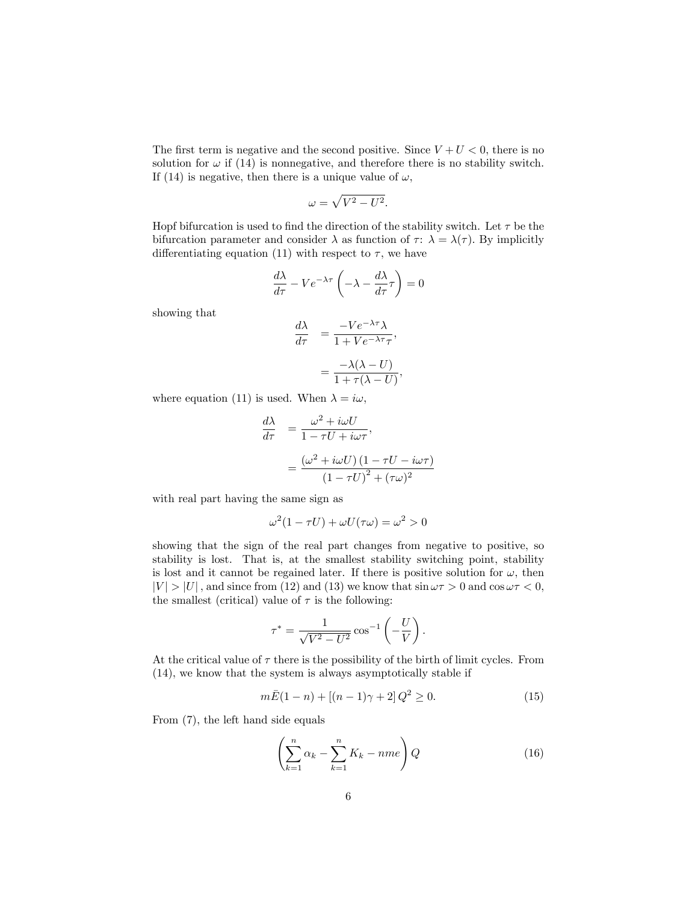The first term is negative and the second positive. Since $V + U < 0$, there is no solution for $\omega$ if (14) is nonnegative, and therefore there is no stability switch. If (14) is negative, then there is a unique value of $\omega$,

$$\omega = \sqrt{V^2 - U^2}.$$

Hopf bifurcation is used to find the direction of the stability switch. Let $\tau$ be the bifurcation parameter and consider $\lambda$ as function of $\tau$: $\lambda = \lambda(\tau)$. By implicitly differentiating equation (11) with respect to $\tau$, we have

$$\frac{d\lambda}{d\tau} - Ve^{-\lambda\tau}\left(-\lambda - \frac{d\lambda}{d\tau}\tau\right) = 0$$

showing that

$$\begin{aligned}\frac{d\lambda}{d\tau} &= \frac{-Ve^{-\lambda\tau}\lambda}{1 + Ve^{-\lambda\tau}\tau}, \\ &= \frac{-\lambda(\lambda - U)}{1 + \tau(\lambda - U)},\end{aligned}$$

where equation (11) is used. When $\lambda = i\omega$,

$$\begin{aligned}\frac{d\lambda}{d\tau} &= \frac{\omega^2 + i\omega U}{1 - \tau U + i\omega\tau}, \\ &= \frac{\left(\omega^2 + i\omega U\right)\left(1 - \tau U - i\omega\tau\right)}{\left(1 - \tau U\right)^2 + (\tau\omega)^2}\end{aligned}$$

with real part having the same sign as

$$\omega^2(1 - \tau U) + \omega U(\tau\omega) = \omega^2 > 0$$

showing that the sign of the real part changes from negative to positive, so stability is lost. That is, at the smallest stability switching point, stability is lost and it cannot be regained later. If there is positive solution for $\omega$, then $|V| > |U|$, and since from (12) and (13) we know that $\sin\omega\tau > 0$ and $\cos\omega\tau < 0$, the smallest (critical) value of $\tau$ is the following:

$$\tau^* = \frac{1}{\sqrt{V^2 - U^2}}\cos^{-1}\left(-\frac{U}{V}\right).$$

At the critical value of $\tau$ there is the possibility of the birth of limit cycles. From (14), we know that the system is always asymptotically stable if

$$m\bar{E}(1 - n) + \left[(n - 1)\gamma + 2\right]Q^2 \geq 0. \tag{15}$$

From (7), the left hand side equals

$$\left(\sum_{k=1}^{n}\alpha_k - \sum_{k=1}^{n}K_k - nme\right)Q \tag{16}$$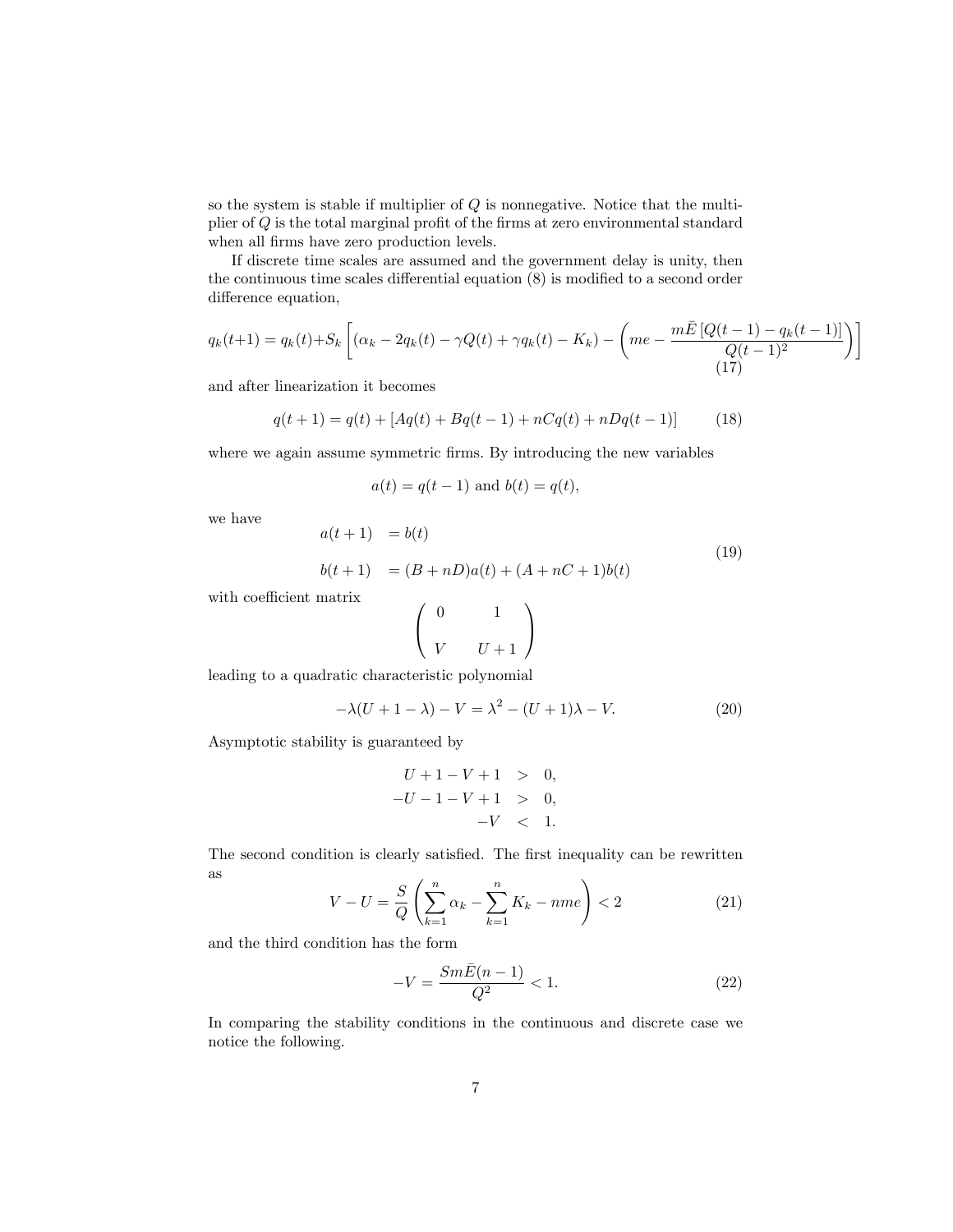so the system is stable if multiplier of $Q$ is nonnegative. Notice that the multiplier of $Q$ is the total marginal profit of the firms at zero environmental standard when all firms have zero production levels.

If discrete time scales are assumed and the government delay is unity, then the continuous time scales differential equation (8) is modified to a second order difference equation,

$$q_k(t+1) = q_k(t) + S_k \left[ (\alpha_k - 2q_k(t) - \gamma Q(t) + \gamma q_k(t) - K_k) - \left( me - \frac{m\bar{E}\left[Q(t-1) - q_k(t-1)\right]}{Q(t-1)^2} \right) \right] \tag{17}$$

and after linearization it becomes

$$q(t+1) = q(t) + \left[ Aq(t) + Bq(t-1) + nCq(t) + nDq(t-1) \right] \tag{18}$$

where we again assume symmetric firms. By introducing the new variables

$$a(t) = q(t-1) \text{ and } b(t) = q(t),$$

we have

$$\begin{aligned} a(t+1) &= b(t) \\ b(t+1) &= (B + nD)a(t) + (A + nC + 1)b(t) \end{aligned} \tag{19}$$

with coefficient matrix

$$\begin{pmatrix} 0 & 1 \\ V & U+1 \end{pmatrix}$$

leading to a quadratic characteristic polynomial

$$-\lambda(U + 1 - \lambda) - V = \lambda^2 - (U+1)\lambda - V. \tag{20}$$

Asymptotic stability is guaranteed by

$$\begin{aligned} U + 1 - V + 1 &> 0, \\ -U - 1 - V + 1 &> 0, \\ -V &< 1. \end{aligned}$$

The second condition is clearly satisfied. The first inequality can be rewritten as

$$V - U = \frac{S}{Q} \left( \sum_{k=1}^{n} \alpha_k - \sum_{k=1}^{n} K_k - nme \right) < 2 \tag{21}$$

and the third condition has the form

$$-V = \frac{Sm\bar{E}(n-1)}{Q^2} < 1. \tag{22}$$

In comparing the stability conditions in the continuous and discrete case we notice the following.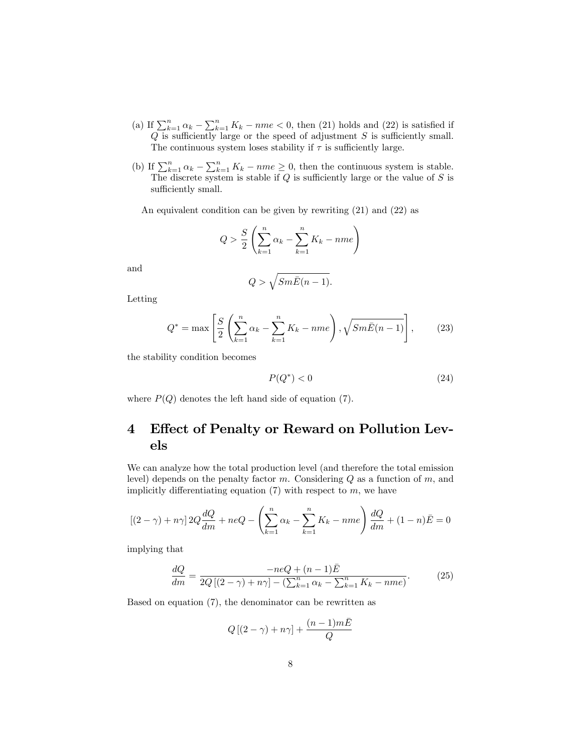(a) If $\sum_{k=1}^{n} \alpha_k - \sum_{k=1}^{n} K_k - nme < 0$, then (21) holds and (22) is satisfied if $Q$ is sufficiently large or the speed of adjustment $S$ is sufficiently small. The continuous system loses stability if $\tau$ is sufficiently large.

(b) If $\sum_{k=1}^{n} \alpha_k - \sum_{k=1}^{n} K_k - nme \geq 0$, then the continuous system is stable. The discrete system is stable if $Q$ is sufficiently large or the value of $S$ is sufficiently small.

An equivalent condition can be given by rewriting (21) and (22) as

$$Q > \frac{S}{2} \left( \sum_{k=1}^{n} \alpha_k - \sum_{k=1}^{n} K_k - nme \right)$$

and

$$Q > \sqrt{Sm\bar{E}(n-1)}.$$

Letting

$$Q^* = \max \left[ \frac{S}{2} \left( \sum_{k=1}^{n} \alpha_k - \sum_{k=1}^{n} K_k - nme \right), \sqrt{Sm\bar{E}(n-1)} \right], \tag{23}$$

the stability condition becomes

$$P(Q^*) < 0 \tag{24}$$

where $P(Q)$ denotes the left hand side of equation (7).

# 4 Effect of Penalty or Reward on Pollution Levels

We can analyze how the total production level (and therefore the total emission level) depends on the penalty factor $m$. Considering $Q$ as a function of $m$, and implicitly differentiating equation (7) with respect to $m$, we have

$$[(2-\gamma) + n\gamma]\, 2Q \frac{dQ}{dm} + neQ - \left( \sum_{k=1}^{n} \alpha_k - \sum_{k=1}^{n} K_k - nme \right) \frac{dQ}{dm} + (1-n)\bar{E} = 0$$

implying that

$$\frac{dQ}{dm} = \frac{-neQ + (n-1)\bar{E}}{2Q\left[(2-\gamma) + n\gamma\right] - \left(\sum_{k=1}^{n} \alpha_k - \sum_{k=1}^{n} K_k - nme\right)}. \tag{25}$$

Based on equation (7), the denominator can be rewritten as

$$Q\left[(2-\gamma) + n\gamma\right] + \frac{(n-1)m\bar{E}}{Q}$$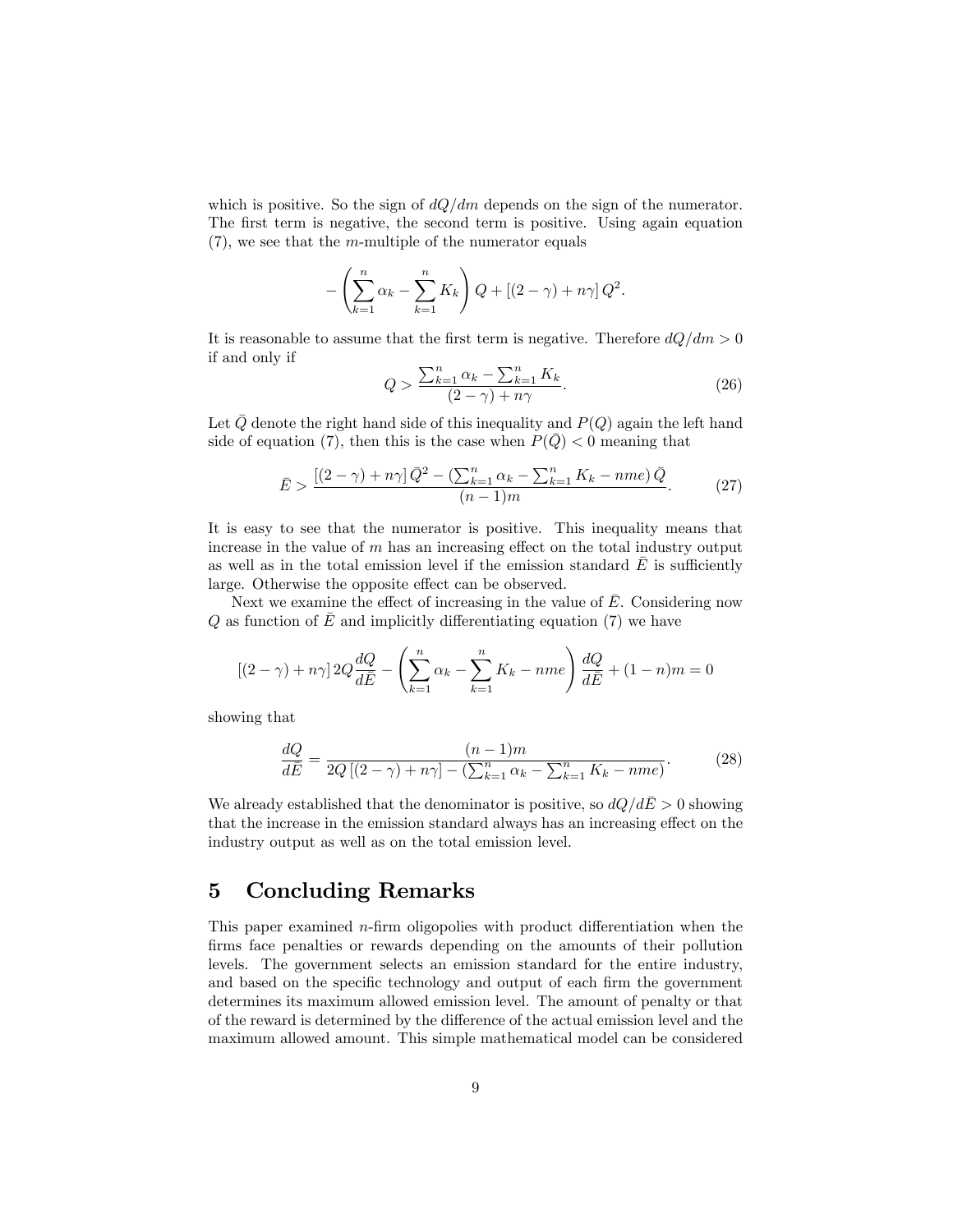which is positive. So the sign of $dQ/dm$ depends on the sign of the numerator. The first term is negative, the second term is positive. Using again equation (7), we see that the $m$-multiple of the numerator equals

$$-\left(\sum_{k=1}^{n} \alpha_k - \sum_{k=1}^{n} K_k\right) Q + \left[(2-\gamma) + n\gamma\right] Q^2.$$

It is reasonable to assume that the first term is negative. Therefore $dQ/dm > 0$ if and only if

$$Q > \frac{\sum_{k=1}^{n} \alpha_k - \sum_{k=1}^{n} K_k}{(2-\gamma) + n\gamma}. \tag{26}$$

Let $\bar{Q}$ denote the right hand side of this inequality and $P(Q)$ again the left hand side of equation (7), then this is the case when $P(\bar{Q}) < 0$ meaning that

$$\bar{E} > \frac{\left[(2-\gamma) + n\gamma\right] \bar{Q}^2 - \left(\sum_{k=1}^{n} \alpha_k - \sum_{k=1}^{n} K_k - nme\right) \bar{Q}}{(n-1)m}. \tag{27}$$

It is easy to see that the numerator is positive. This inequality means that increase in the value of $m$ has an increasing effect on the total industry output as well as in the total emission level if the emission standard $\bar{E}$ is sufficiently large. Otherwise the opposite effect can be observed.

Next we examine the effect of increasing in the value of $\bar{E}$. Considering now $Q$ as function of $\bar{E}$ and implicitly differentiating equation (7) we have

$$\left[(2-\gamma) + n\gamma\right] 2Q \frac{dQ}{d\bar{E}} - \left(\sum_{k=1}^{n} \alpha_k - \sum_{k=1}^{n} K_k - nme\right) \frac{dQ}{d\bar{E}} + (1-n)m = 0$$

showing that

$$\frac{dQ}{d\bar{E}} = \frac{(n-1)m}{2Q\left[(2-\gamma) + n\gamma\right] - \left(\sum_{k=1}^{n} \alpha_k - \sum_{k=1}^{n} K_k - nme\right)}. \tag{28}$$

We already established that the denominator is positive, so $dQ/d\bar{E} > 0$ showing that the increase in the emission standard always has an increasing effect on the industry output as well as on the total emission level.

## 5 Concluding Remarks

This paper examined $n$-firm oligopolies with product differentiation when the firms face penalties or rewards depending on the amounts of their pollution levels. The government selects an emission standard for the entire industry, and based on the specific technology and output of each firm the government determines its maximum allowed emission level. The amount of penalty or that of the reward is determined by the difference of the actual emission level and the maximum allowed amount. This simple mathematical model can be considered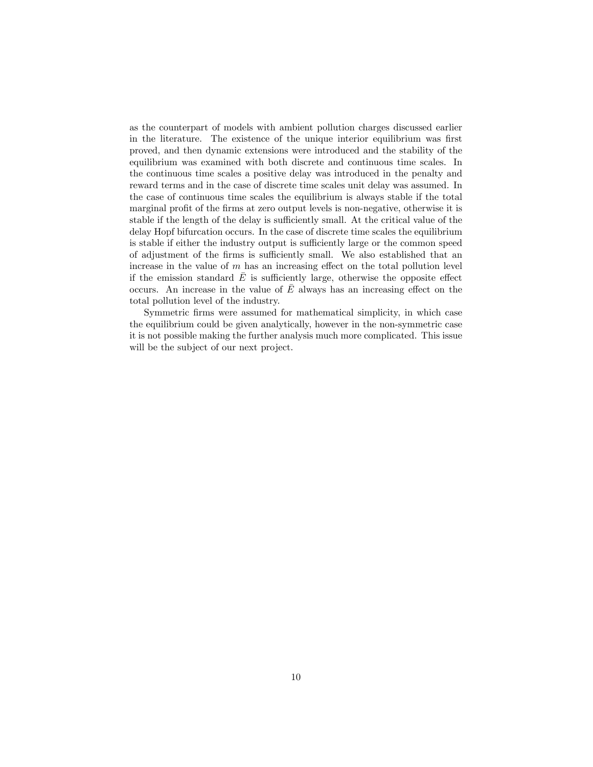as the counterpart of models with ambient pollution charges discussed earlier in the literature. The existence of the unique interior equilibrium was first proved, and then dynamic extensions were introduced and the stability of the equilibrium was examined with both discrete and continuous time scales. In the continuous time scales a positive delay was introduced in the penalty and reward terms and in the case of discrete time scales unit delay was assumed. In the case of continuous time scales the equilibrium is always stable if the total marginal profit of the firms at zero output levels is non-negative, otherwise it is stable if the length of the delay is sufficiently small. At the critical value of the delay Hopf bifurcation occurs. In the case of discrete time scales the equilibrium is stable if either the industry output is sufficiently large or the common speed of adjustment of the firms is sufficiently small. We also established that an increase in the value of $m$ has an increasing effect on the total pollution level if the emission standard $\bar{E}$ is sufficiently large, otherwise the opposite effect occurs. An increase in the value of $\bar{E}$ always has an increasing effect on the total pollution level of the industry.

Symmetric firms were assumed for mathematical simplicity, in which case the equilibrium could be given analytically, however in the non-symmetric case it is not possible making the further analysis much more complicated. This issue will be the subject of our next project.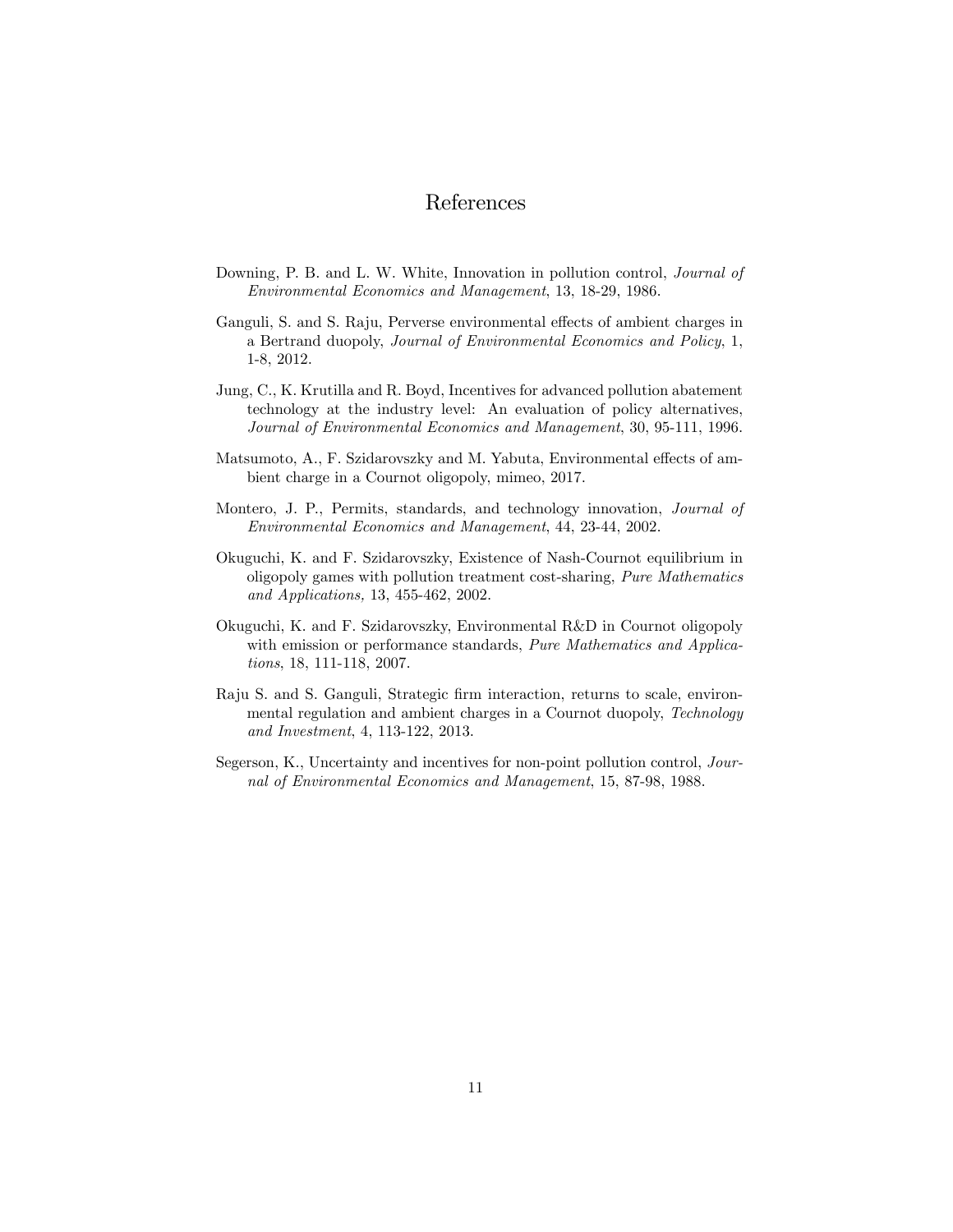# References

Downing, P. B. and L. W. White, Innovation in pollution control, *Journal of Environmental Economics and Management*, 13, 18-29, 1986.

Ganguli, S. and S. Raju, Perverse environmental effects of ambient charges in a Bertrand duopoly, *Journal of Environmental Economics and Policy*, 1, 1-8, 2012.

Jung, C., K. Krutilla and R. Boyd, Incentives for advanced pollution abatement technology at the industry level: An evaluation of policy alternatives, *Journal of Environmental Economics and Management*, 30, 95-111, 1996.

Matsumoto, A., F. Szidarovszky and M. Yabuta, Environmental effects of ambient charge in a Cournot oligopoly, mimeo, 2017.

Montero, J. P., Permits, standards, and technology innovation, *Journal of Environmental Economics and Management*, 44, 23-44, 2002.

Okuguchi, K. and F. Szidarovszky, Existence of Nash-Cournot equilibrium in oligopoly games with pollution treatment cost-sharing, *Pure Mathematics and Applications,* 13, 455-462, 2002.

Okuguchi, K. and F. Szidarovszky, Environmental R&D in Cournot oligopoly with emission or performance standards, *Pure Mathematics and Applications*, 18, 111-118, 2007.

Raju S. and S. Ganguli, Strategic firm interaction, returns to scale, environmental regulation and ambient charges in a Cournot duopoly, *Technology and Investment*, 4, 113-122, 2013.

Segerson, K., Uncertainty and incentives for non-point pollution control, *Journal of Environmental Economics and Management*, 15, 87-98, 1988.